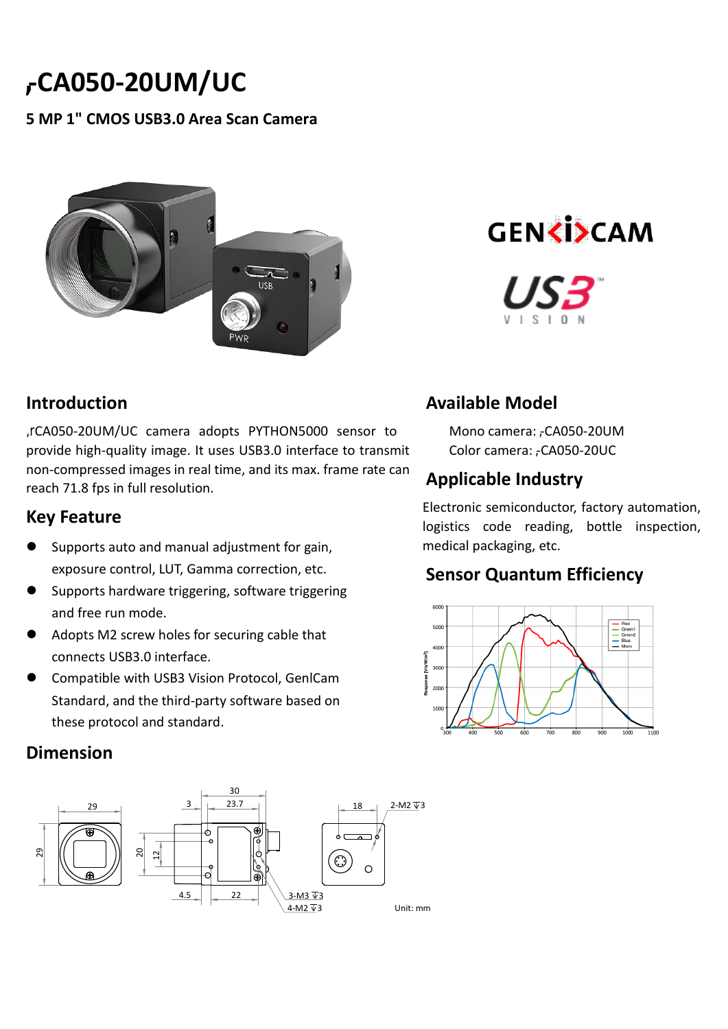# ,-CA050-20UM/UC

**5 MP 1" CMOS USB3.0 Area Scan Camera**

## Introduction

,rCA050-20UM/UC camera adopts PYTHON5000 sensor to provide high-quality image. It uses USB3.0 interface to transmit non-compressed images in real time, and its max. frame rate can reach 71.8 fps in full resolution.

## Key Feature

- Supports auto and manual adjustment for gain, exposure control, LUT, Gamma correction, etc.
- Supports hardware triggering, software triggering and free run mode.
- Adopts M2 screw holes for securing cable that connects USB3.0 interface.
- Compatible with USB3 Vision Protocol, GenICam Standard, and the third-party software based on these protocol and standard.

## Available Model

Mono camera: ,-CA050-20UM

Color camera: ,-CA050-20UC

## Applicable Industry

Electronic semiconductor, factory automation, logistics code reading, bottle inspection, medical packaging, etc.

## Sensor Quantum Efficiency

## Dimension

Unit: mm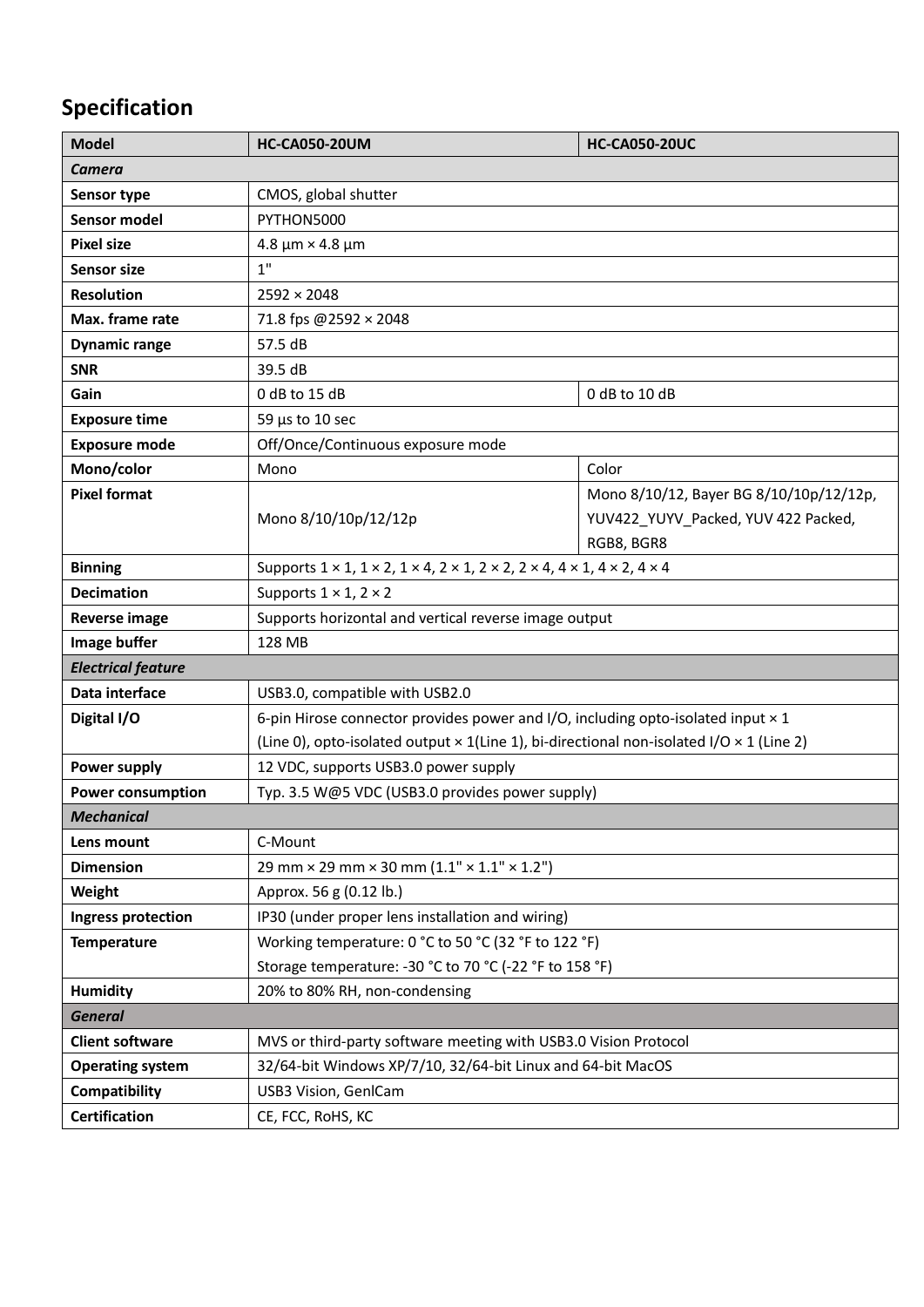## Specification

| Model | HC-CA050-20UM | HC-CA050-20UC |
|---|---|---|
| *Camera* | | |
| **Sensor type** | CMOS, global shutter | |
| **Sensor model** | PYTHON5000 | |
| **Pixel size** | 4.8 µm × 4.8 µm | |
| **Sensor size** | 1" | |
| **Resolution** | 2592 × 2048 | |
| **Max. frame rate** | 71.8 fps @2592 × 2048 | |
| **Dynamic range** | 57.5 dB | |
| **SNR** | 39.5 dB | |
| **Gain** | 0 dB to 15 dB | 0 dB to 10 dB |
| **Exposure time** | 59 µs to 10 sec | |
| **Exposure mode** | Off/Once/Continuous exposure mode | |
| **Mono/color** | Mono | Color |
| **Pixel format** | Mono 8/10/10p/12/12p | Mono 8/10/12, Bayer BG 8/10/10p/12/12p, YUV422_YUYV_Packed, YUV 422 Packed, RGB8, BGR8 |
| **Binning** | Supports 1 × 1, 1 × 2, 1 × 4, 2 × 1, 2 × 2, 2 × 4, 4 × 1, 4 × 2, 4 × 4 | |
| **Decimation** | Supports 1 × 1, 2 × 2 | |
| **Reverse image** | Supports horizontal and vertical reverse image output | |
| **Image buffer** | 128 MB | |
| ***Electrical feature*** | | |
| **Data interface** | USB3.0, compatible with USB2.0 | |
| **Digital I/O** | 6-pin Hirose connector provides power and I/O, including opto-isolated input × 1 (Line 0), opto-isolated output × 1(Line 1), bi-directional non-isolated I/O × 1 (Line 2) | |
| **Power supply** | 12 VDC, supports USB3.0 power supply | |
| **Power consumption** | Typ. 3.5 W@5 VDC (USB3.0 provides power supply) | |
| ***Mechanical*** | | |
| **Lens mount** | C-Mount | |
| **Dimension** | 29 mm × 29 mm × 30 mm (1.1" × 1.1" × 1.2") | |
| **Weight** | Approx. 56 g (0.12 lb.) | |
| **Ingress protection** | IP30 (under proper lens installation and wiring) | |
| **Temperature** | Working temperature: 0 °C to 50 °C (32 °F to 122 °F)<br>Storage temperature: -30 °C to 70 °C (-22 °F to 158 °F) | |
| **Humidity** | 20% to 80% RH, non-condensing | |
| ***General*** | | |
| **Client software** | MVS or third-party software meeting with USB3.0 Vision Protocol | |
| **Operating system** | 32/64-bit Windows XP/7/10, 32/64-bit Linux and 64-bit MacOS | |
| **Compatibility** | USB3 Vision, GenICam | |
| **Certification** | CE, FCC, RoHS, KC | |